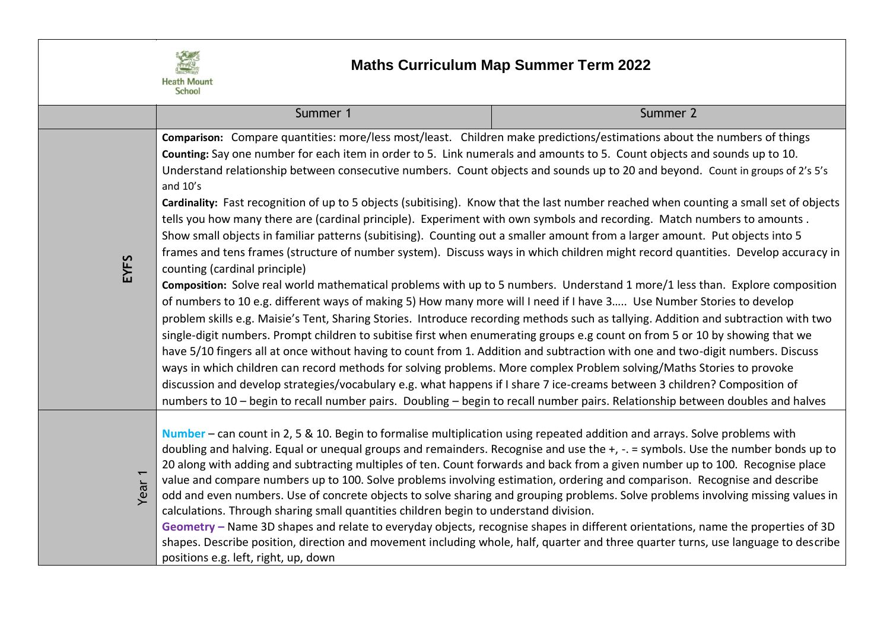# Maths Curriculum Map Summer Term 2022

Heath Mount School

| | Summer 1 | Summer 2 |
|---|---|---|
| EYFS | **Comparison:** Compare quantities: more/less most/least. Children make predictions/estimations about the numbers of things **Counting:** Say one number for each item in order to 5. Link numerals and amounts to 5. Count objects and sounds up to 10. Understand relationship between consecutive numbers. Count objects and sounds up to 20 and beyond. Count in groups of 2's 5's and 10's **Cardinality:** Fast recognition of up to 5 objects (subitising). Know that the last number reached when counting a small set of objects tells you how many there are (cardinal principle). Experiment with own symbols and recording. Match numbers to amounts . Show small objects in familiar patterns (subitising). Counting out a smaller amount from a larger amount. Put objects into 5 frames and tens frames (structure of number system). Discuss ways in which children might record quantities. Develop accuracy in counting (cardinal principle) **Composition:** Solve real world mathematical problems with up to 5 numbers. Understand 1 more/1 less than. Explore composition of numbers to 10 e.g. different ways of making 5) How many more will I need if I have 3….. Use Number Stories to develop problem skills e.g. Maisie's Tent, Sharing Stories. Introduce recording methods such as tallying. Addition and subtraction with two single-digit numbers. Prompt children to subitise first when enumerating groups e.g count on from 5 or 10 by showing that we have 5/10 fingers all at once without having to count from 1. Addition and subtraction with one and two-digit numbers. Discuss ways in which children can record methods for solving problems. More complex Problem solving/Maths Stories to provoke discussion and develop strategies/vocabulary e.g. what happens if I share 7 ice-creams between 3 children? Composition of numbers to 10 – begin to recall number pairs. Doubling – begin to recall number pairs. Relationship between doubles and halves | |
| Year 1 | **Number** – can count in 2, 5 & 10. Begin to formalise multiplication using repeated addition and arrays. Solve problems with doubling and halving. Equal or unequal groups and remainders. Recognise and use the +, -. = symbols. Use the number bonds up to 20 along with adding and subtracting multiples of ten. Count forwards and back from a given number up to 100. Recognise place value and compare numbers up to 100. Solve problems involving estimation, ordering and comparison. Recognise and describe odd and even numbers. Use of concrete objects to solve sharing and grouping problems. Solve problems involving missing values in calculations. Through sharing small quantities children begin to understand division. **Geometry –** Name 3D shapes and relate to everyday objects, recognise shapes in different orientations, name the properties of 3D shapes. Describe position, direction and movement including whole, half, quarter and three quarter turns, use language to describe positions e.g. left, right, up, down | |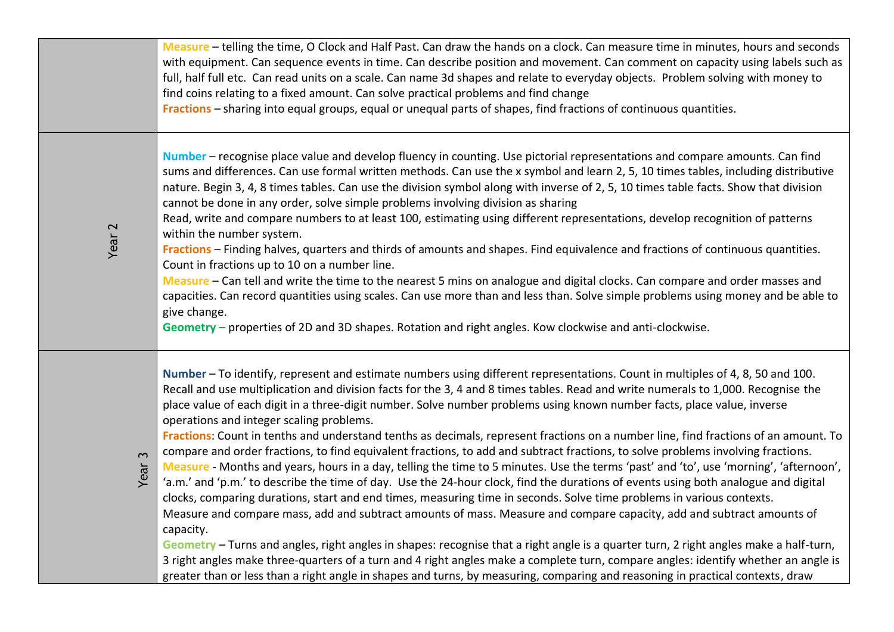| | |
|---|---|
| | **Measure** – telling the time, O Clock and Half Past. Can draw the hands on a clock. Can measure time in minutes, hours and seconds with equipment. Can sequence events in time. Can describe position and movement. Can comment on capacity using labels such as full, half full etc. Can read units on a scale. Can name 3d shapes and relate to everyday objects. Problem solving with money to find coins relating to a fixed amount. Can solve practical problems and find change<br>**Fractions** – sharing into equal groups, equal or unequal parts of shapes, find fractions of continuous quantities. |
| Year 2 | **Number** – recognise place value and develop fluency in counting. Use pictorial representations and compare amounts. Can find sums and differences. Can use formal written methods. Can use the x symbol and learn 2, 5, 10 times tables, including distributive nature. Begin 3, 4, 8 times tables. Can use the division symbol along with inverse of 2, 5, 10 times table facts. Show that division cannot be done in any order, solve simple problems involving division as sharing<br>Read, write and compare numbers to at least 100, estimating using different representations, develop recognition of patterns within the number system.<br>**Fractions** – Finding halves, quarters and thirds of amounts and shapes. Find equivalence and fractions of continuous quantities. Count in fractions up to 10 on a number line.<br>**Measure** – Can tell and write the time to the nearest 5 mins on analogue and digital clocks. Can compare and order masses and capacities. Can record quantities using scales. Can use more than and less than. Solve simple problems using money and be able to give change.<br>**Geometry** – properties of 2D and 3D shapes. Rotation and right angles. Kow clockwise and anti-clockwise. |
| Year 3 | **Number** – To identify, represent and estimate numbers using different representations. Count in multiples of 4, 8, 50 and 100. Recall and use multiplication and division facts for the 3, 4 and 8 times tables. Read and write numerals to 1,000. Recognise the place value of each digit in a three-digit number. Solve number problems using known number facts, place value, inverse operations and integer scaling problems.<br>**Fractions**: Count in tenths and understand tenths as decimals, represent fractions on a number line, find fractions of an amount. To compare and order fractions, to find equivalent fractions, to add and subtract fractions, to solve problems involving fractions.<br>**Measure** - Months and years, hours in a day, telling the time to 5 minutes. Use the terms 'past' and 'to', use 'morning', 'afternoon', 'a.m.' and 'p.m.' to describe the time of day. Use the 24-hour clock, find the durations of events using both analogue and digital clocks, comparing durations, start and end times, measuring time in seconds. Solve time problems in various contexts.<br>Measure and compare mass, add and subtract amounts of mass. Measure and compare capacity, add and subtract amounts of capacity.<br>**Geometry** – Turns and angles, right angles in shapes: recognise that a right angle is a quarter turn, 2 right angles make a half-turn, 3 right angles make three-quarters of a turn and 4 right angles make a complete turn, compare angles: identify whether an angle is greater than or less than a right angle in shapes and turns, by measuring, comparing and reasoning in practical contexts, draw |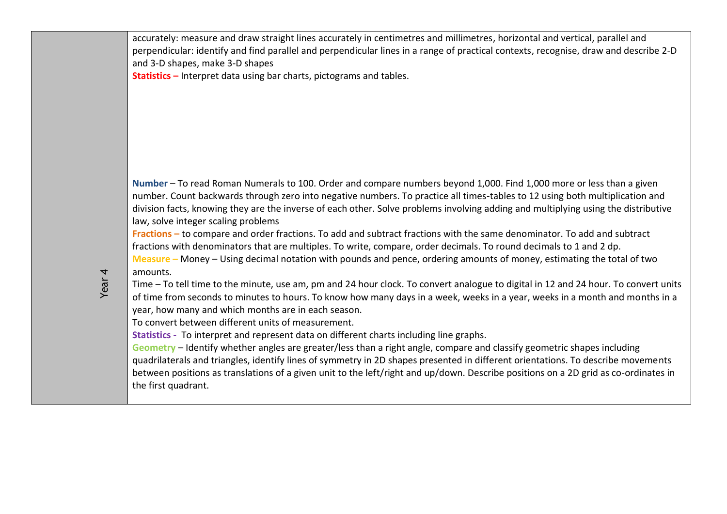| | |
|---|---|
| | accurately: measure and draw straight lines accurately in centimetres and millimetres, horizontal and vertical, parallel and perpendicular: identify and find parallel and perpendicular lines in a range of practical contexts, recognise, draw and describe 2-D and 3-D shapes, make 3-D shapes<br>**Statistics –** Interpret data using bar charts, pictograms and tables. |
| Year 4 | **Number** – To read Roman Numerals to 100. Order and compare numbers beyond 1,000. Find 1,000 more or less than a given number. Count backwards through zero into negative numbers. To practice all times-tables to 12 using both multiplication and division facts, knowing they are the inverse of each other. Solve problems involving adding and multiplying using the distributive law, solve integer scaling problems<br>**Fractions –** to compare and order fractions. To add and subtract fractions with the same denominator. To add and subtract fractions with denominators that are multiples. To write, compare, order decimals. To round decimals to 1 and 2 dp.<br>**Measure –** Money – Using decimal notation with pounds and pence, ordering amounts of money, estimating the total of two amounts.<br>Time – To tell time to the minute, use am, pm and 24 hour clock. To convert analogue to digital in 12 and 24 hour. To convert units of time from seconds to minutes to hours. To know how many days in a week, weeks in a year, weeks in a month and months in a year, how many and which months are in each season.<br>To convert between different units of measurement.<br>**Statistics -** To interpret and represent data on different charts including line graphs.<br>**Geometry** – Identify whether angles are greater/less than a right angle, compare and classify geometric shapes including quadrilaterals and triangles, identify lines of symmetry in 2D shapes presented in different orientations. To describe movements between positions as translations of a given unit to the left/right and up/down. Describe positions on a 2D grid as co-ordinates in the first quadrant. |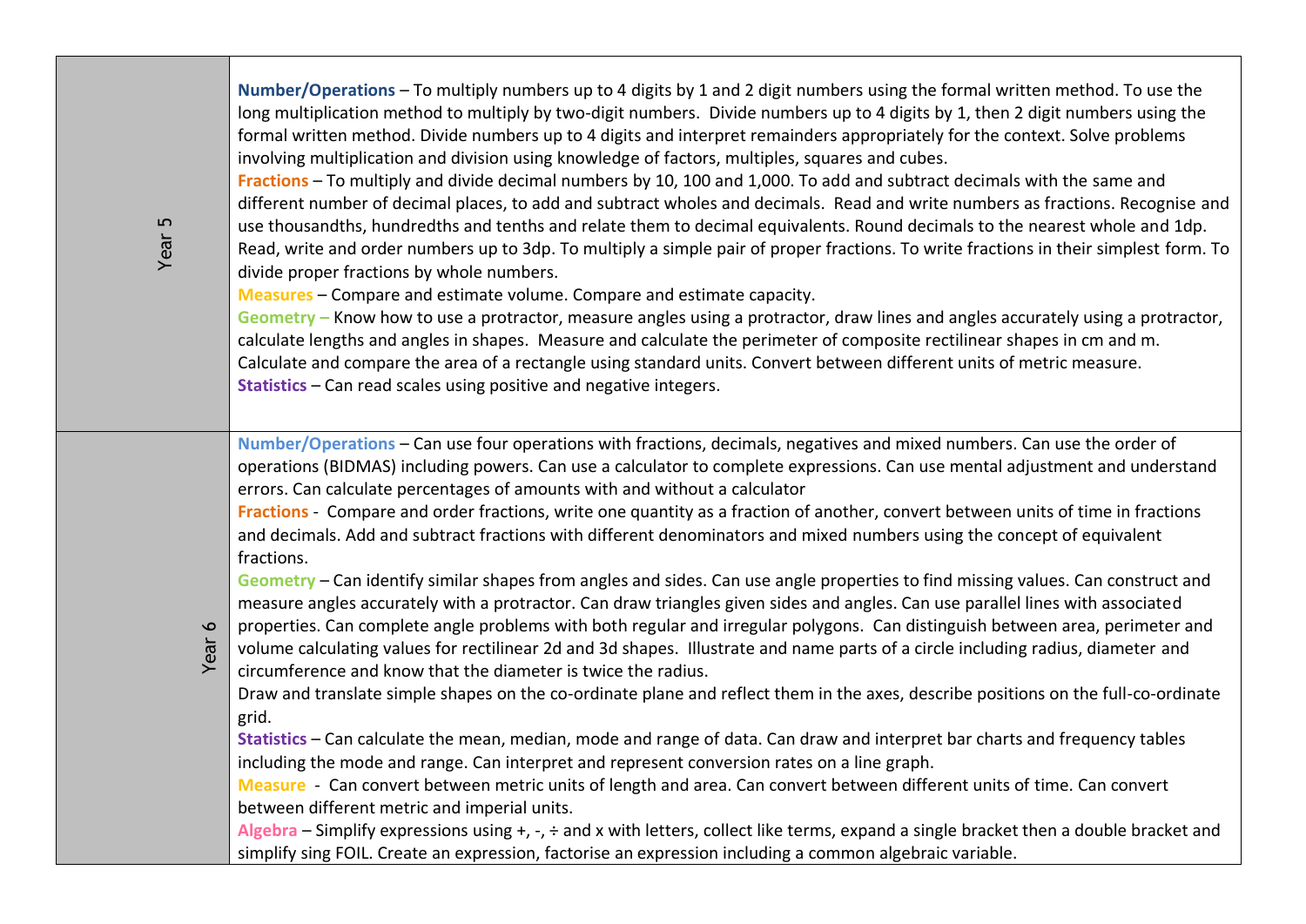| | |
|---|---|
| Year 5 | **Number/Operations** – To multiply numbers up to 4 digits by 1 and 2 digit numbers using the formal written method. To use the long multiplication method to multiply by two-digit numbers. Divide numbers up to 4 digits by 1, then 2 digit numbers using the formal written method. Divide numbers up to 4 digits and interpret remainders appropriately for the context. Solve problems involving multiplication and division using knowledge of factors, multiples, squares and cubes.<br>**Fractions** – To multiply and divide decimal numbers by 10, 100 and 1,000. To add and subtract decimals with the same and different number of decimal places, to add and subtract wholes and decimals. Read and write numbers as fractions. Recognise and use thousandths, hundredths and tenths and relate them to decimal equivalents. Round decimals to the nearest whole and 1dp. Read, write and order numbers up to 3dp. To multiply a simple pair of proper fractions. To write fractions in their simplest form. To divide proper fractions by whole numbers.<br>**Measures** – Compare and estimate volume. Compare and estimate capacity.<br>**Geometry** – Know how to use a protractor, measure angles using a protractor, draw lines and angles accurately using a protractor, calculate lengths and angles in shapes. Measure and calculate the perimeter of composite rectilinear shapes in cm and m. Calculate and compare the area of a rectangle using standard units. Convert between different units of metric measure.<br>**Statistics** – Can read scales using positive and negative integers. |
| Year 6 | **Number/Operations** – Can use four operations with fractions, decimals, negatives and mixed numbers. Can use the order of operations (BIDMAS) including powers. Can use a calculator to complete expressions. Can use mental adjustment and understand errors. Can calculate percentages of amounts with and without a calculator<br>**Fractions** - Compare and order fractions, write one quantity as a fraction of another, convert between units of time in fractions and decimals. Add and subtract fractions with different denominators and mixed numbers using the concept of equivalent fractions.<br>**Geometry** – Can identify similar shapes from angles and sides. Can use angle properties to find missing values. Can construct and measure angles accurately with a protractor. Can draw triangles given sides and angles. Can use parallel lines with associated properties. Can complete angle problems with both regular and irregular polygons. Can distinguish between area, perimeter and volume calculating values for rectilinear 2d and 3d shapes. Illustrate and name parts of a circle including radius, diameter and circumference and know that the diameter is twice the radius.<br>Draw and translate simple shapes on the co-ordinate plane and reflect them in the axes, describe positions on the full-co-ordinate grid.<br>**Statistics** – Can calculate the mean, median, mode and range of data. Can draw and interpret bar charts and frequency tables including the mode and range. Can interpret and represent conversion rates on a line graph.<br>**Measure** - Can convert between metric units of length and area. Can convert between different units of time. Can convert between different metric and imperial units.<br>**Algebra** – Simplify expressions using +, -, ÷ and x with letters, collect like terms, expand a single bracket then a double bracket and simplify sing FOIL. Create an expression, factorise an expression including a common algebraic variable. |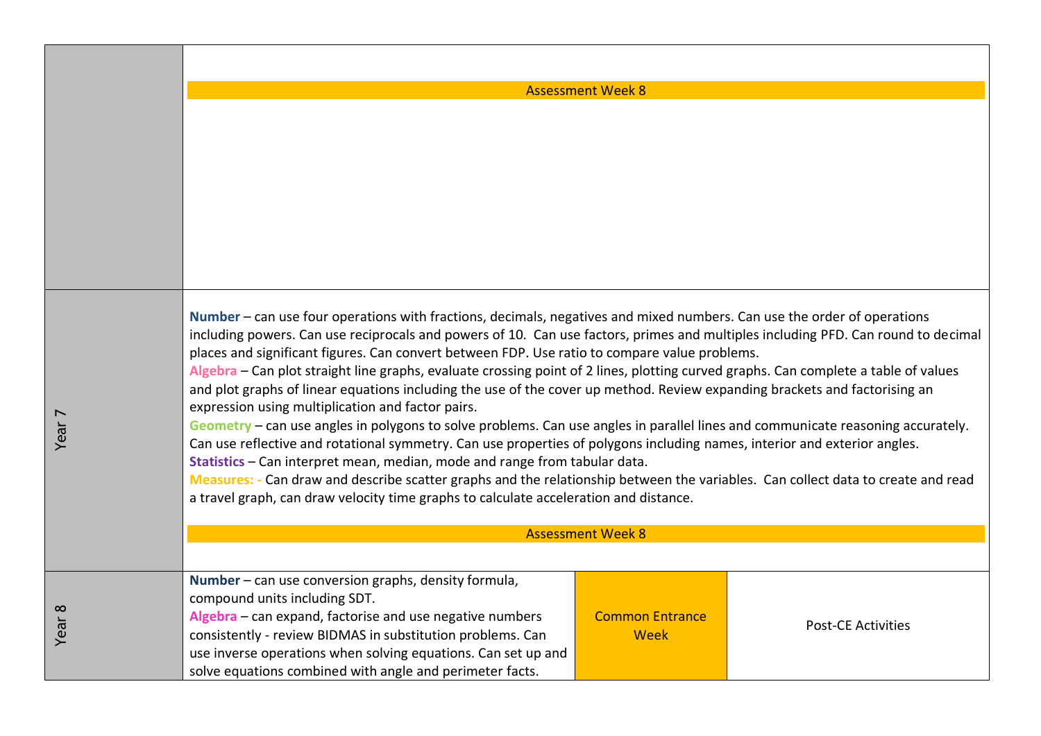| | | | |
|---|---|---|---|
| | Assessment Week 8 | | |
| Year 7 | **Number** – can use four operations with fractions, decimals, negatives and mixed numbers. Can use the order of operations including powers. Can use reciprocals and powers of 10. Can use factors, primes and multiples including PFD. Can round to decimal places and significant figures. Can convert between FDP. Use ratio to compare value problems.<br>**Algebra** – Can plot straight line graphs, evaluate crossing point of 2 lines, plotting curved graphs. Can complete a table of values and plot graphs of linear equations including the use of the cover up method. Review expanding brackets and factorising an expression using multiplication and factor pairs.<br>**Geometry** – can use angles in polygons to solve problems. Can use angles in parallel lines and communicate reasoning accurately. Can use reflective and rotational symmetry. Can use properties of polygons including names, interior and exterior angles.<br>**Statistics** – Can interpret mean, median, mode and range from tabular data.<br>**Measures: -** Can draw and describe scatter graphs and the relationship between the variables. Can collect data to create and read a travel graph, can draw velocity time graphs to calculate acceleration and distance.<br><br>Assessment Week 8 | | |
| Year 8 | **Number** – can use conversion graphs, density formula, compound units including SDT.<br>**Algebra** – can expand, factorise and use negative numbers consistently - review BIDMAS in substitution problems. Can use inverse operations when solving equations. Can set up and solve equations combined with angle and perimeter facts. | Common Entrance Week | Post-CE Activities |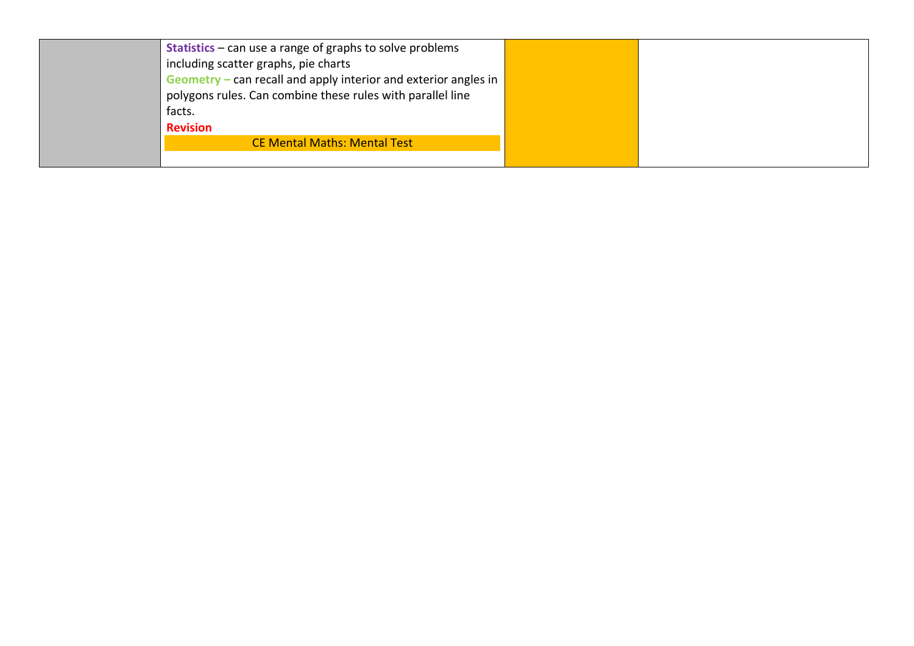| | | | |
|---|---|---|---|
| | **Statistics** – can use a range of graphs to solve problems including scatter graphs, pie charts<br>**Geometry –** can recall and apply interior and exterior angles in polygons rules. Can combine these rules with parallel line facts.<br>**Revision**<br>CE Mental Maths: Mental Test | | |